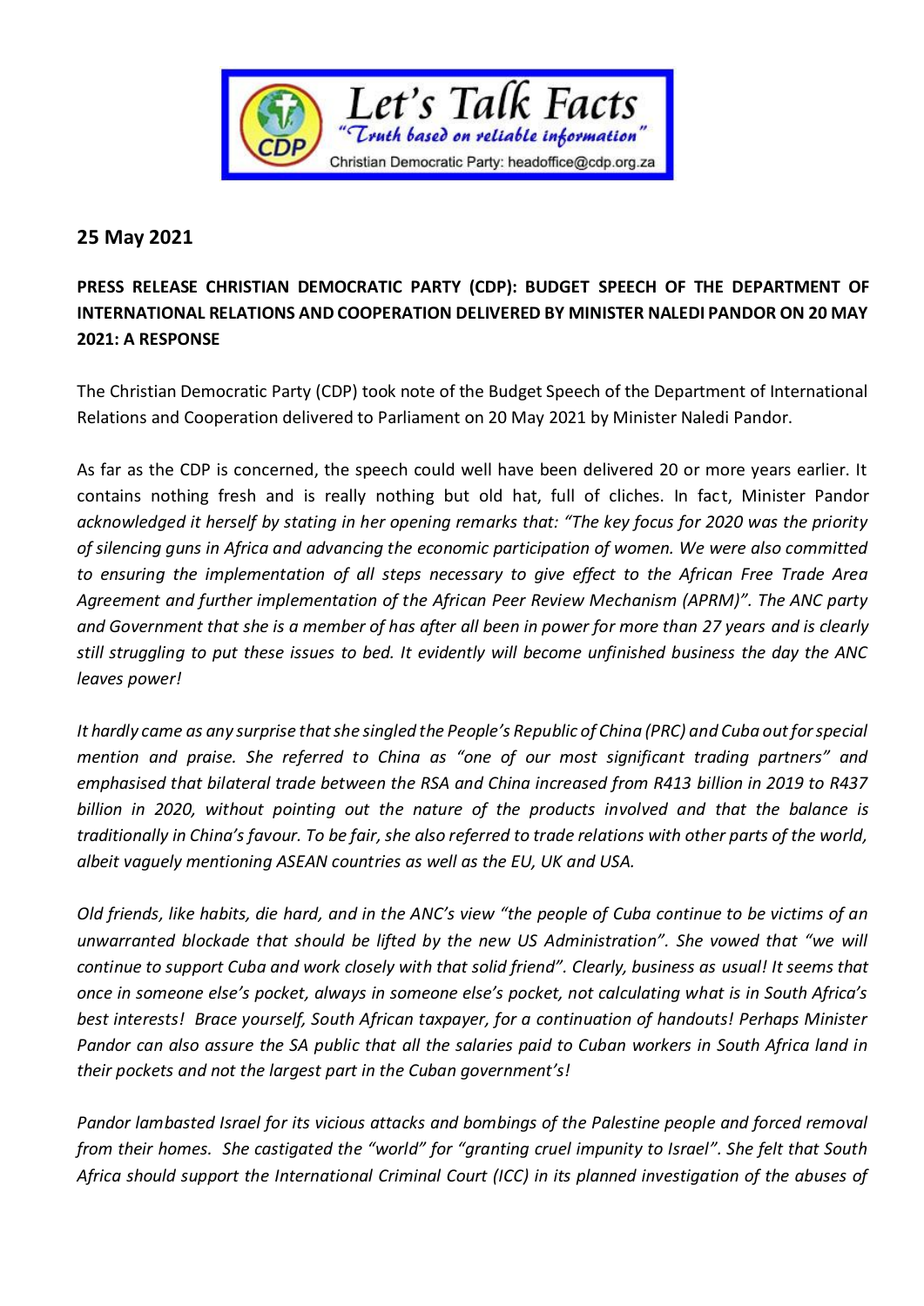Let's Talk Facts
"Truth based on reliable information"
Christian Democratic Party: headoffice@cdp.org.za

**25 May 2021**

**PRESS RELEASE CHRISTIAN DEMOCRATIC PARTY (CDP): BUDGET SPEECH OF THE DEPARTMENT OF INTERNATIONAL RELATIONS AND COOPERATION DELIVERED BY MINISTER NALEDI PANDOR ON 20 MAY 2021: A RESPONSE**

The Christian Democratic Party (CDP) took note of the Budget Speech of the Department of International Relations and Cooperation delivered to Parliament on 20 May 2021 by Minister Naledi Pandor.

As far as the CDP is concerned, the speech could well have been delivered 20 or more years earlier. It contains nothing fresh and is really nothing but old hat, full of cliches. In fact, Minister Pandor *acknowledged it herself by stating in her opening remarks that: "The key focus for 2020 was the priority of silencing guns in Africa and advancing the economic participation of women. We were also committed to ensuring the implementation of all steps necessary to give effect to the African Free Trade Area Agreement and further implementation of the African Peer Review Mechanism (APRM)". The ANC party and Government that she is a member of has after all been in power for more than 27 years and is clearly still struggling to put these issues to bed. It evidently will become unfinished business the day the ANC leaves power!*

*It hardly came as any surprise that she singled the People's Republic of China (PRC) and Cuba out for special mention and praise. She referred to China as "one of our most significant trading partners" and emphasised that bilateral trade between the RSA and China increased from R413 billion in 2019 to R437 billion in 2020, without pointing out the nature of the products involved and that the balance is traditionally in China's favour. To be fair, she also referred to trade relations with other parts of the world, albeit vaguely mentioning ASEAN countries as well as the EU, UK and USA.*

*Old friends, like habits, die hard, and in the ANC's view "the people of Cuba continue to be victims of an unwarranted blockade that should be lifted by the new US Administration". She vowed that "we will continue to support Cuba and work closely with that solid friend". Clearly, business as usual! It seems that once in someone else's pocket, always in someone else's pocket, not calculating what is in South Africa's best interests! Brace yourself, South African taxpayer, for a continuation of handouts! Perhaps Minister Pandor can also assure the SA public that all the salaries paid to Cuban workers in South Africa land in their pockets and not the largest part in the Cuban government's!*

*Pandor lambasted Israel for its vicious attacks and bombings of the Palestine people and forced removal from their homes. She castigated the "world" for "granting cruel impunity to Israel". She felt that South Africa should support the International Criminal Court (ICC) in its planned investigation of the abuses of*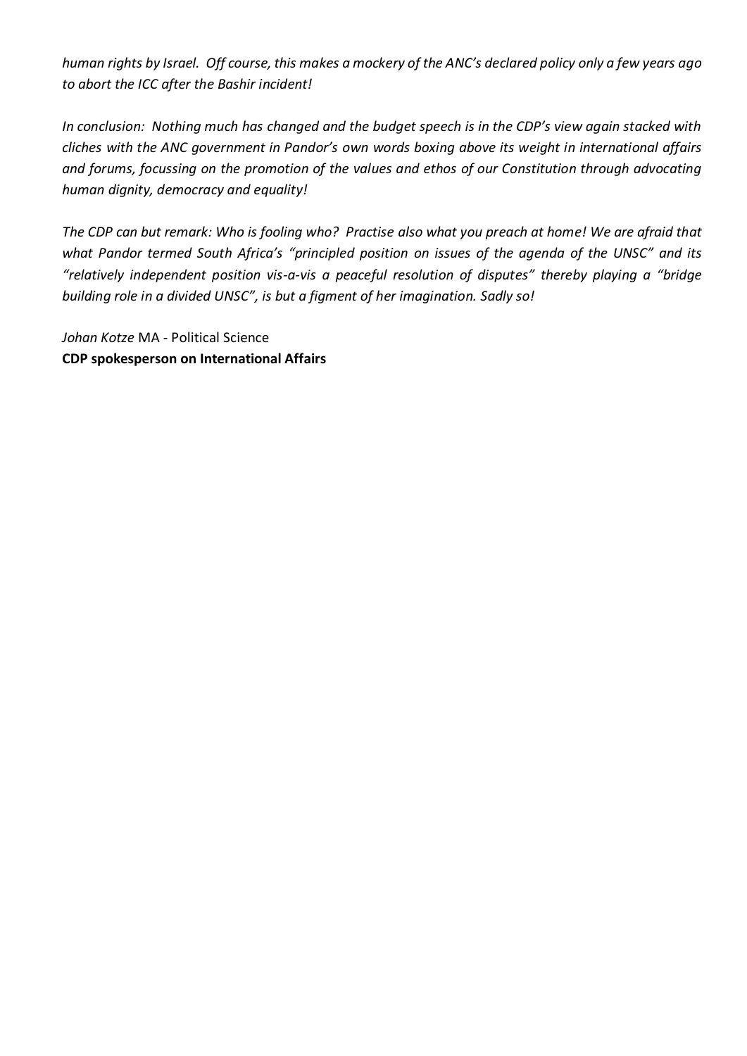*human rights by Israel. Off course, this makes a mockery of the ANC's declared policy only a few years ago to abort the ICC after the Bashir incident!*

*In conclusion: Nothing much has changed and the budget speech is in the CDP's view again stacked with cliches with the ANC government in Pandor's own words boxing above its weight in international affairs and forums, focussing on the promotion of the values and ethos of our Constitution through advocating human dignity, democracy and equality!*

*The CDP can but remark: Who is fooling who? Practise also what you preach at home! We are afraid that what Pandor termed South Africa's "principled position on issues of the agenda of the UNSC" and its "relatively independent position vis-a-vis a peaceful resolution of disputes" thereby playing a "bridge building role in a divided UNSC", is but a figment of her imagination. Sadly so!*

*Johan Kotze* MA - Political Science
**CDP spokesperson on International Affairs**